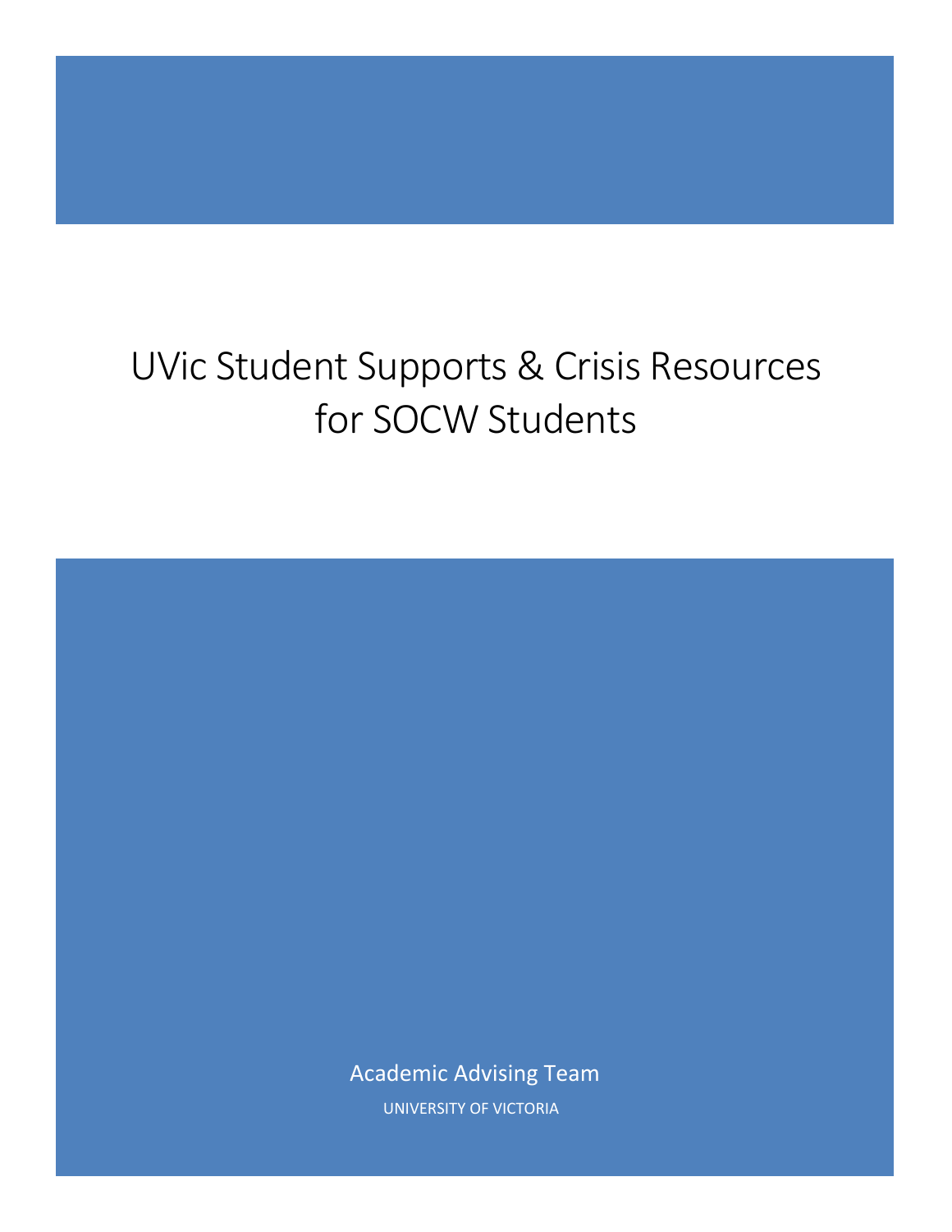# UVic Student Supports & Crisis Resources for SOCW Students

Academic Advising Team

UNIVERSITY OF VICTORIA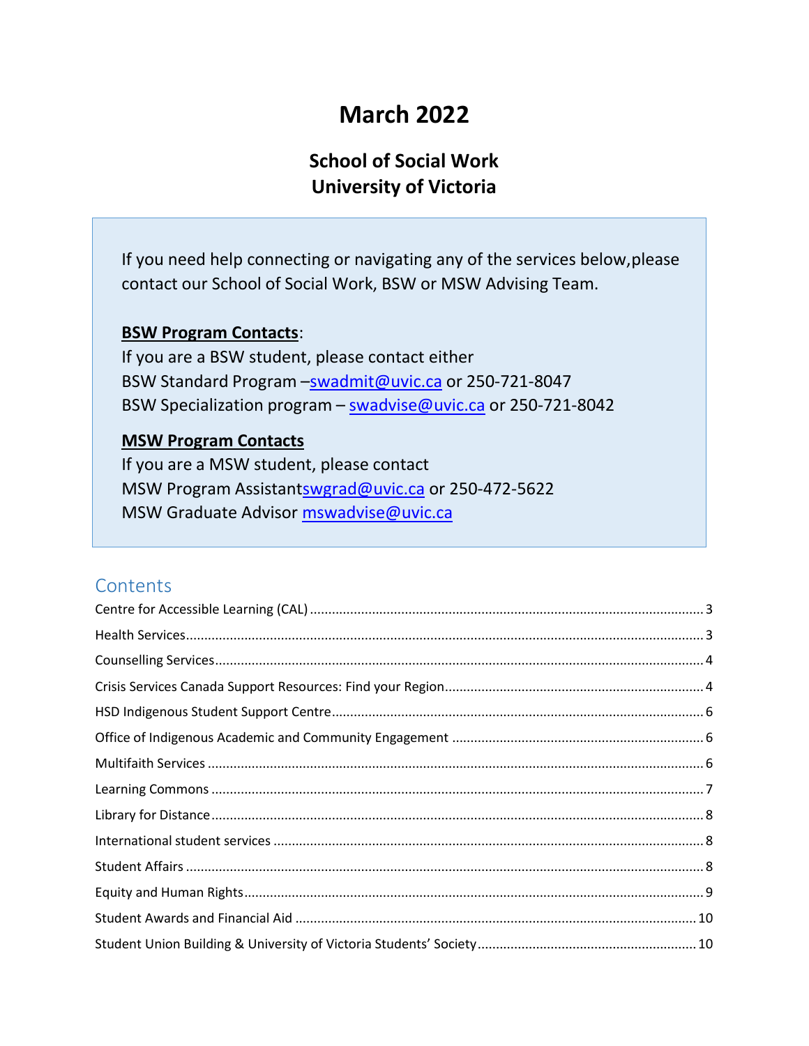# March 2022

## School of Social Work
## University of Victoria

If you need help connecting or navigating any of the services below,please contact our School of Social Work, BSW or MSW Advising Team.

**BSW Program Contacts**:
If you are a BSW student, please contact either
BSW Standard Program –swadmit@uvic.ca or 250-721-8047
BSW Specialization program – swadvise@uvic.ca or 250-721-8042

**MSW Program Contacts**
If you are a MSW student, please contact
MSW Program Assistantswgrad@uvic.ca or 250-472-5622
MSW Graduate Advisor mswadvise@uvic.ca

## Contents

Centre for Accessible Learning (CAL) .......... 3
Health Services .......... 3
Counselling Services .......... 4
Crisis Services Canada Support Resources: Find your Region .......... 4
HSD Indigenous Student Support Centre .......... 6
Office of Indigenous Academic and Community Engagement .......... 6
Multifaith Services .......... 6
Learning Commons .......... 7
Library for Distance .......... 8
International student services .......... 8
Student Affairs .......... 8
Equity and Human Rights .......... 9
Student Awards and Financial Aid .......... 10
Student Union Building & University of Victoria Students' Society .......... 10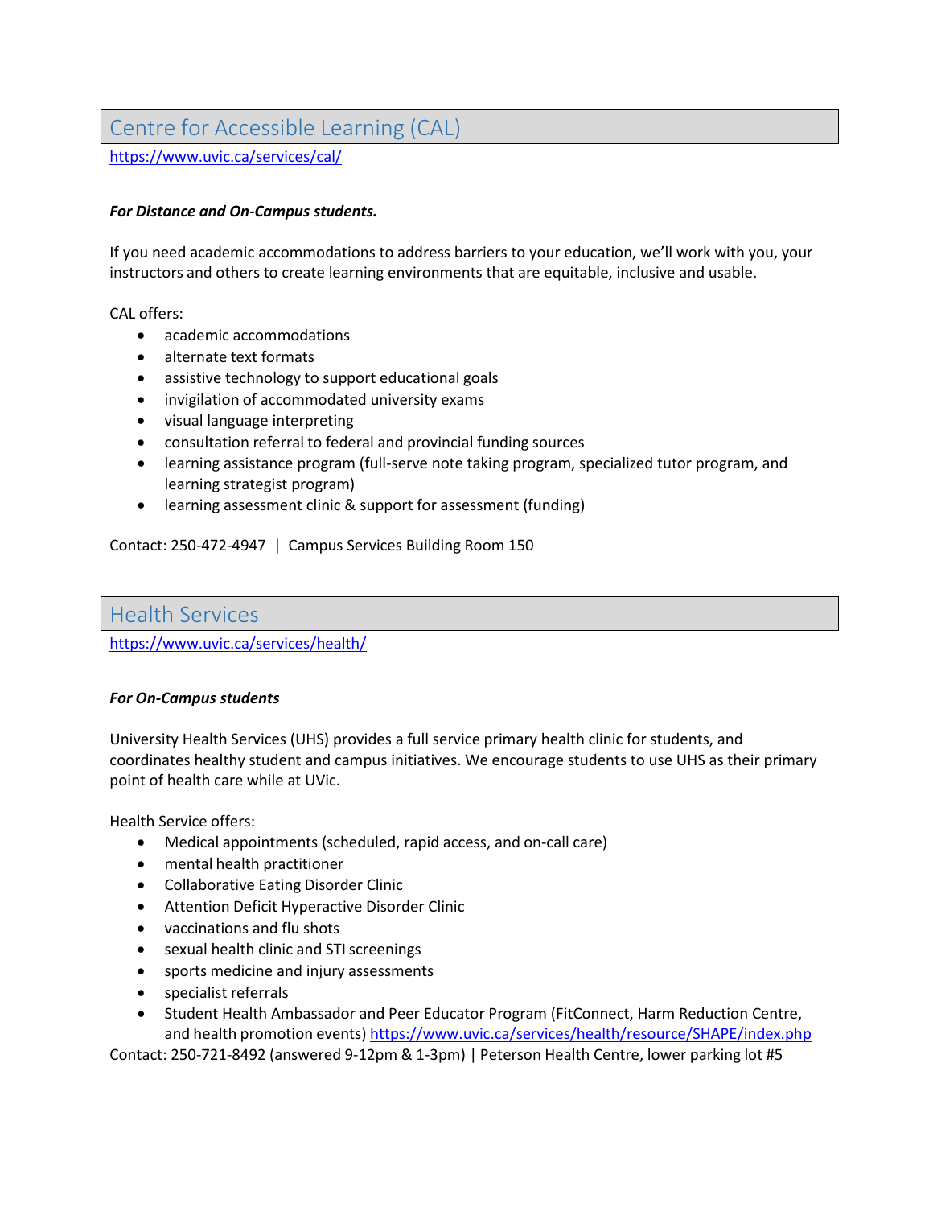## Centre for Accessible Learning (CAL)

https://www.uvic.ca/services/cal/

***For Distance and On-Campus students.***

If you need academic accommodations to address barriers to your education, we'll work with you, your instructors and others to create learning environments that are equitable, inclusive and usable.

CAL offers:

- academic accommodations
- alternate text formats
- assistive technology to support educational goals
- invigilation of accommodated university exams
- visual language interpreting
- consultation referral to federal and provincial funding sources
- learning assistance program (full-serve note taking program, specialized tutor program, and learning strategist program)
- learning assessment clinic & support for assessment (funding)

Contact: 250-472-4947 | Campus Services Building Room 150

## Health Services

https://www.uvic.ca/services/health/

***For On-Campus students***

University Health Services (UHS) provides a full service primary health clinic for students, and coordinates healthy student and campus initiatives. We encourage students to use UHS as their primary point of health care while at UVic.

Health Service offers:

- Medical appointments (scheduled, rapid access, and on-call care)
- mental health practitioner
- Collaborative Eating Disorder Clinic
- Attention Deficit Hyperactive Disorder Clinic
- vaccinations and flu shots
- sexual health clinic and STI screenings
- sports medicine and injury assessments
- specialist referrals
- Student Health Ambassador and Peer Educator Program (FitConnect, Harm Reduction Centre, and health promotion events) https://www.uvic.ca/services/health/resource/SHAPE/index.php

Contact: 250-721-8492 (answered 9-12pm & 1-3pm) | Peterson Health Centre, lower parking lot #5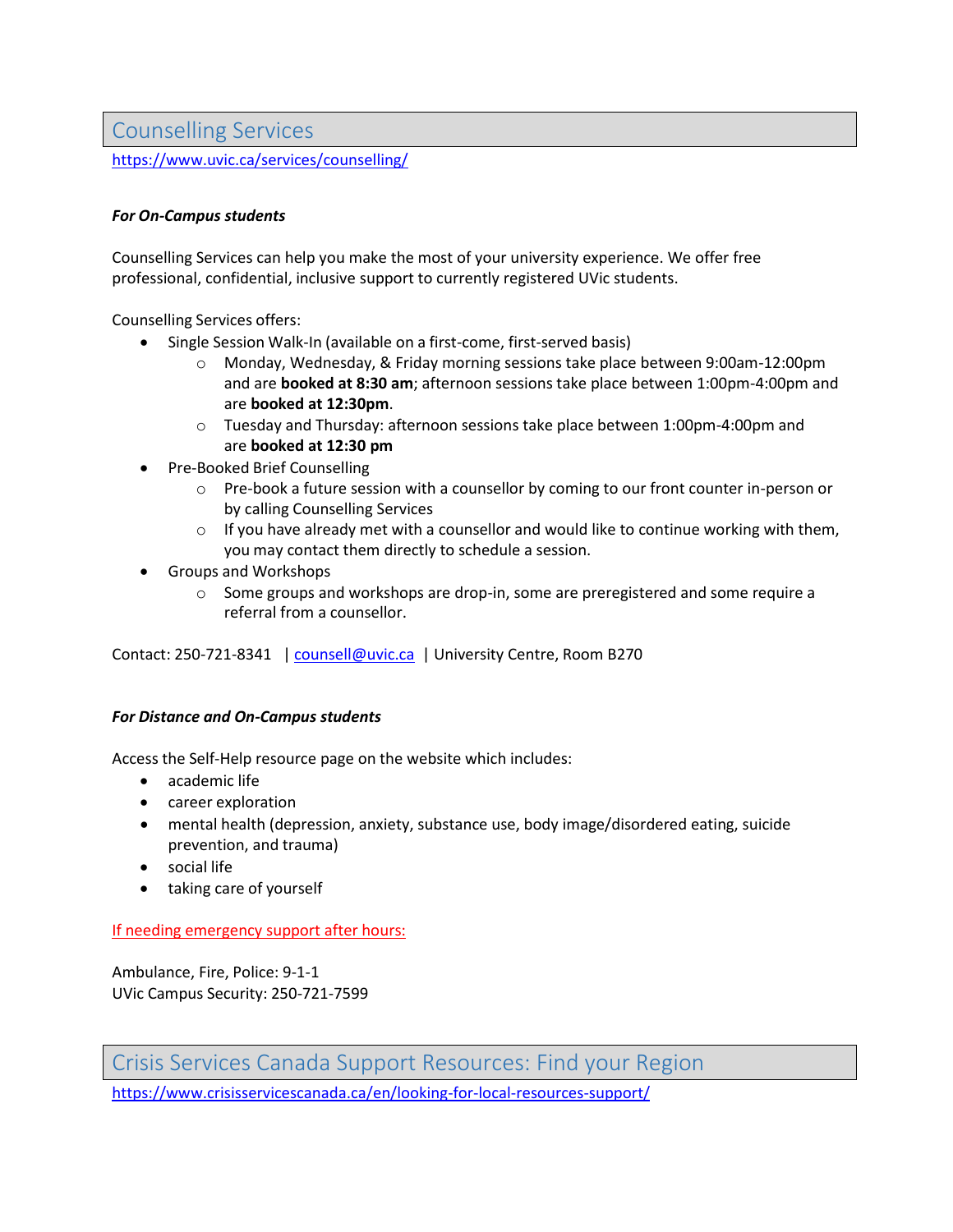## Counselling Services

https://www.uvic.ca/services/counselling/

***For On-Campus students***

Counselling Services can help you make the most of your university experience. We offer free professional, confidential, inclusive support to currently registered UVic students.

Counselling Services offers:

- Single Session Walk-In (available on a first-come, first-served basis)
  - Monday, Wednesday, & Friday morning sessions take place between 9:00am-12:00pm and are **booked at 8:30 am**; afternoon sessions take place between 1:00pm-4:00pm and are **booked at 12:30pm**.
  - Tuesday and Thursday: afternoon sessions take place between 1:00pm-4:00pm and are **booked at 12:30 pm**
- Pre-Booked Brief Counselling
  - Pre-book a future session with a counsellor by coming to our front counter in-person or by calling Counselling Services
  - If you have already met with a counsellor and would like to continue working with them, you may contact them directly to schedule a session.
- Groups and Workshops
  - Some groups and workshops are drop-in, some are preregistered and some require a referral from a counsellor.

Contact: 250-721-8341 | counsell@uvic.ca | University Centre, Room B270

***For Distance and On-Campus students***

Access the Self-Help resource page on the website which includes:

- academic life
- career exploration
- mental health (depression, anxiety, substance use, body image/disordered eating, suicide prevention, and trauma)
- social life
- taking care of yourself

If needing emergency support after hours:

Ambulance, Fire, Police: 9-1-1
UVic Campus Security: 250-721-7599

## Crisis Services Canada Support Resources: Find your Region

https://www.crisisservicescanada.ca/en/looking-for-local-resources-support/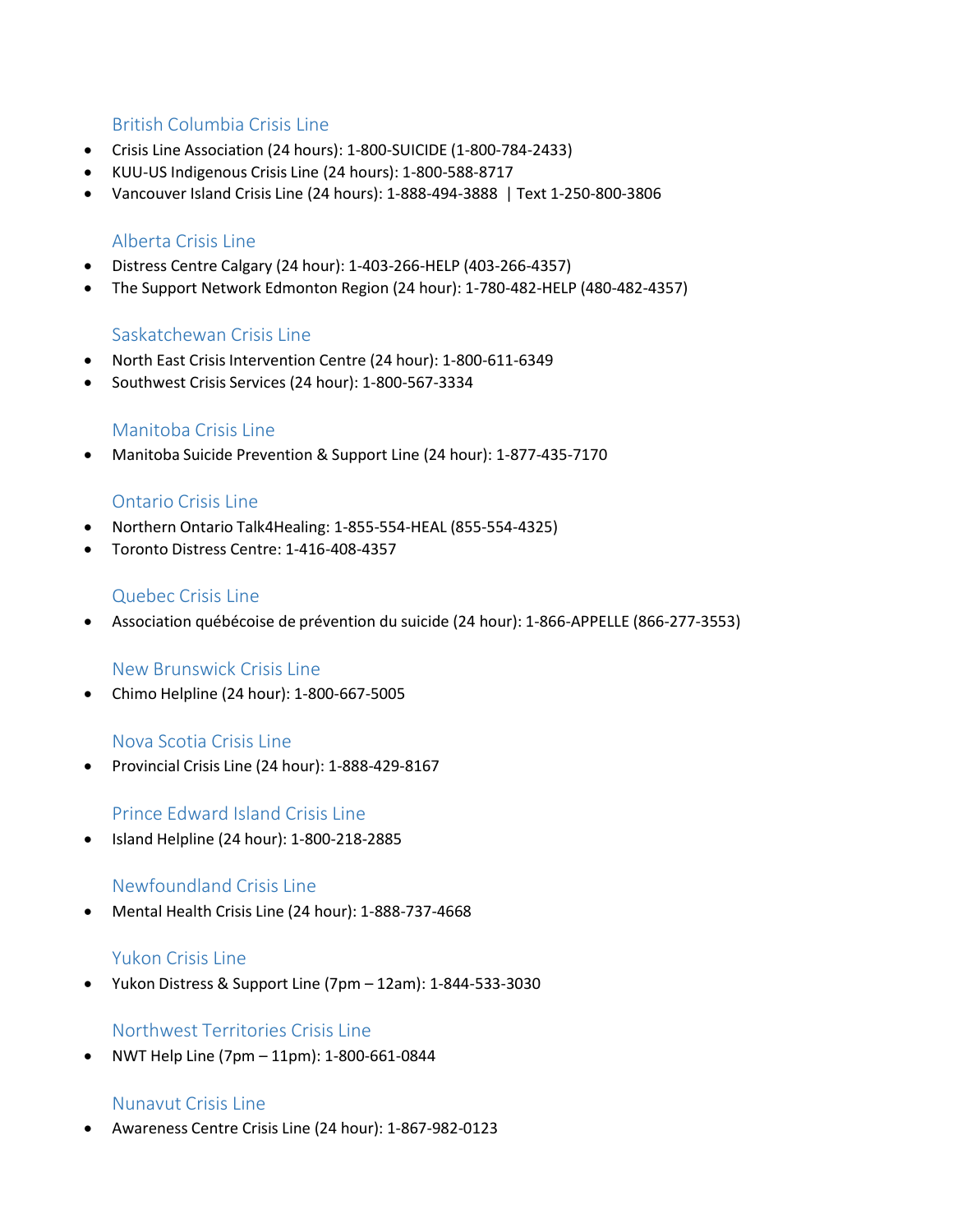## British Columbia Crisis Line

- Crisis Line Association (24 hours): 1-800-SUICIDE (1-800-784-2433)
- KUU-US Indigenous Crisis Line (24 hours): 1-800-588-8717
- Vancouver Island Crisis Line (24 hours): 1-888-494-3888 | Text 1-250-800-3806

## Alberta Crisis Line

- Distress Centre Calgary (24 hour): 1-403-266-HELP (403-266-4357)
- The Support Network Edmonton Region (24 hour): 1-780-482-HELP (480-482-4357)

## Saskatchewan Crisis Line

- North East Crisis Intervention Centre (24 hour): 1-800-611-6349
- Southwest Crisis Services (24 hour): 1-800-567-3334

## Manitoba Crisis Line

- Manitoba Suicide Prevention & Support Line (24 hour): 1-877-435-7170

## Ontario Crisis Line

- Northern Ontario Talk4Healing: 1-855-554-HEAL (855-554-4325)
- Toronto Distress Centre: 1-416-408-4357

## Quebec Crisis Line

- Association québécoise de prévention du suicide (24 hour): 1-866-APPELLE (866-277-3553)

## New Brunswick Crisis Line

- Chimo Helpline (24 hour): 1-800-667-5005

## Nova Scotia Crisis Line

- Provincial Crisis Line (24 hour): 1-888-429-8167

## Prince Edward Island Crisis Line

- Island Helpline (24 hour): 1-800-218-2885

## Newfoundland Crisis Line

- Mental Health Crisis Line (24 hour): 1-888-737-4668

## Yukon Crisis Line

- Yukon Distress & Support Line (7pm – 12am): 1-844-533-3030

## Northwest Territories Crisis Line

- NWT Help Line (7pm – 11pm): 1-800-661-0844

## Nunavut Crisis Line

- Awareness Centre Crisis Line (24 hour): 1-867-982-0123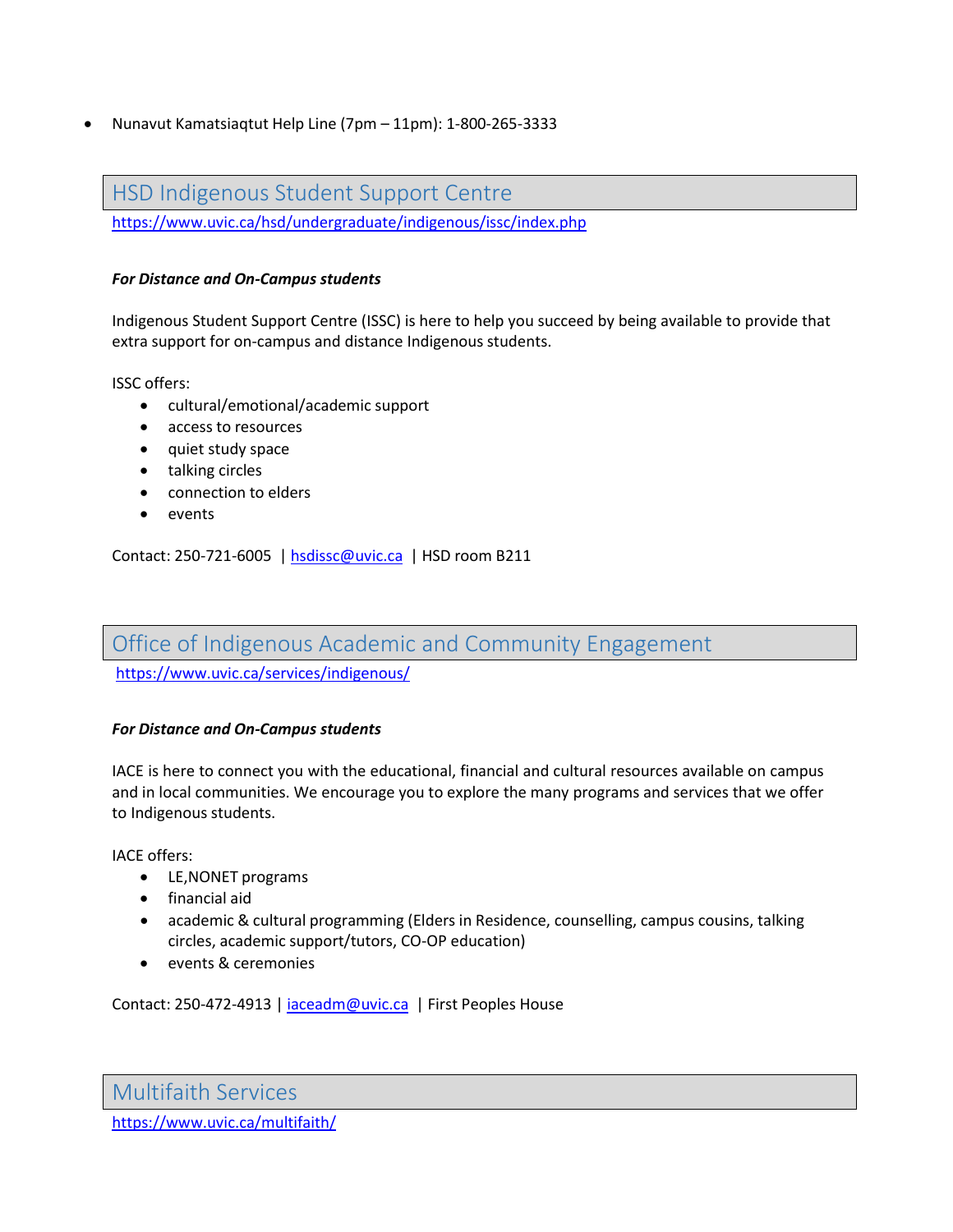- Nunavut Kamatsiaqtut Help Line (7pm – 11pm): 1-800-265-3333

## HSD Indigenous Student Support Centre

https://www.uvic.ca/hsd/undergraduate/indigenous/issc/index.php

***For Distance and On-Campus students***

Indigenous Student Support Centre (ISSC) is here to help you succeed by being available to provide that extra support for on-campus and distance Indigenous students.

ISSC offers:

- cultural/emotional/academic support
- access to resources
- quiet study space
- talking circles
- connection to elders
- events

Contact: 250-721-6005 | hsdissc@uvic.ca | HSD room B211

## Office of Indigenous Academic and Community Engagement

https://www.uvic.ca/services/indigenous/

***For Distance and On-Campus students***

IACE is here to connect you with the educational, financial and cultural resources available on campus and in local communities. We encourage you to explore the many programs and services that we offer to Indigenous students.

IACE offers:

- LE,NONET programs
- financial aid
- academic & cultural programming (Elders in Residence, counselling, campus cousins, talking circles, academic support/tutors, CO-OP education)
- events & ceremonies

Contact: 250-472-4913 | iaceadm@uvic.ca | First Peoples House

## Multifaith Services

https://www.uvic.ca/multifaith/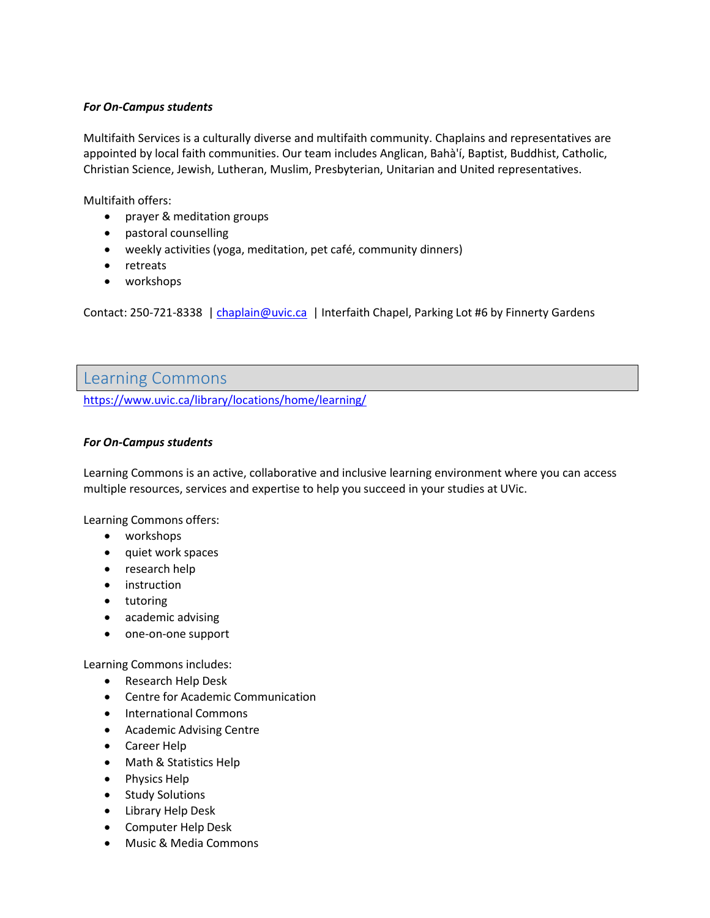***For On-Campus students***

Multifaith Services is a culturally diverse and multifaith community. Chaplains and representatives are appointed by local faith communities. Our team includes Anglican, Bahà'í, Baptist, Buddhist, Catholic, Christian Science, Jewish, Lutheran, Muslim, Presbyterian, Unitarian and United representatives.

Multifaith offers:

- prayer & meditation groups
- pastoral counselling
- weekly activities (yoga, meditation, pet café, community dinners)
- retreats
- workshops

Contact: 250-721-8338 | chaplain@uvic.ca | Interfaith Chapel, Parking Lot #6 by Finnerty Gardens

## Learning Commons

https://www.uvic.ca/library/locations/home/learning/

***For On-Campus students***

Learning Commons is an active, collaborative and inclusive learning environment where you can access multiple resources, services and expertise to help you succeed in your studies at UVic.

Learning Commons offers:

- workshops
- quiet work spaces
- research help
- instruction
- tutoring
- academic advising
- one-on-one support

Learning Commons includes:

- Research Help Desk
- Centre for Academic Communication
- International Commons
- Academic Advising Centre
- Career Help
- Math & Statistics Help
- Physics Help
- Study Solutions
- Library Help Desk
- Computer Help Desk
- Music & Media Commons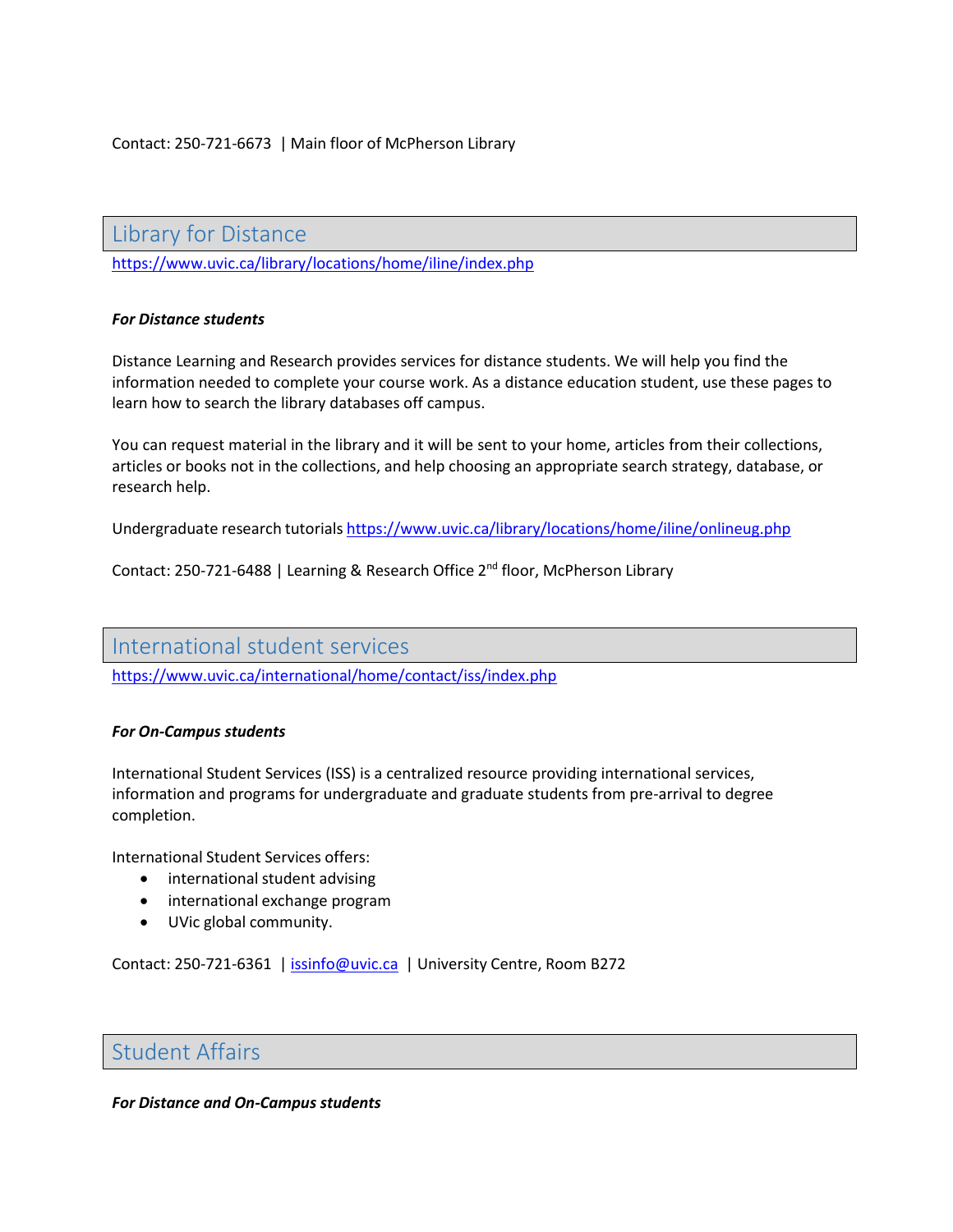Contact: 250-721-6673 | Main floor of McPherson Library

## Library for Distance

https://www.uvic.ca/library/locations/home/iline/index.php

***For Distance students***

Distance Learning and Research provides services for distance students. We will help you find the information needed to complete your course work. As a distance education student, use these pages to learn how to search the library databases off campus.

You can request material in the library and it will be sent to your home, articles from their collections, articles or books not in the collections, and help choosing an appropriate search strategy, database, or research help.

Undergraduate research tutorials https://www.uvic.ca/library/locations/home/iline/onlineug.php

Contact: 250-721-6488 | Learning & Research Office 2nd floor, McPherson Library

## International student services

https://www.uvic.ca/international/home/contact/iss/index.php

***For On-Campus students***

International Student Services (ISS) is a centralized resource providing international services, information and programs for undergraduate and graduate students from pre-arrival to degree completion.

International Student Services offers:

- international student advising
- international exchange program
- UVic global community.

Contact: 250-721-6361 | issinfo@uvic.ca | University Centre, Room B272

## Student Affairs

***For Distance and On-Campus students***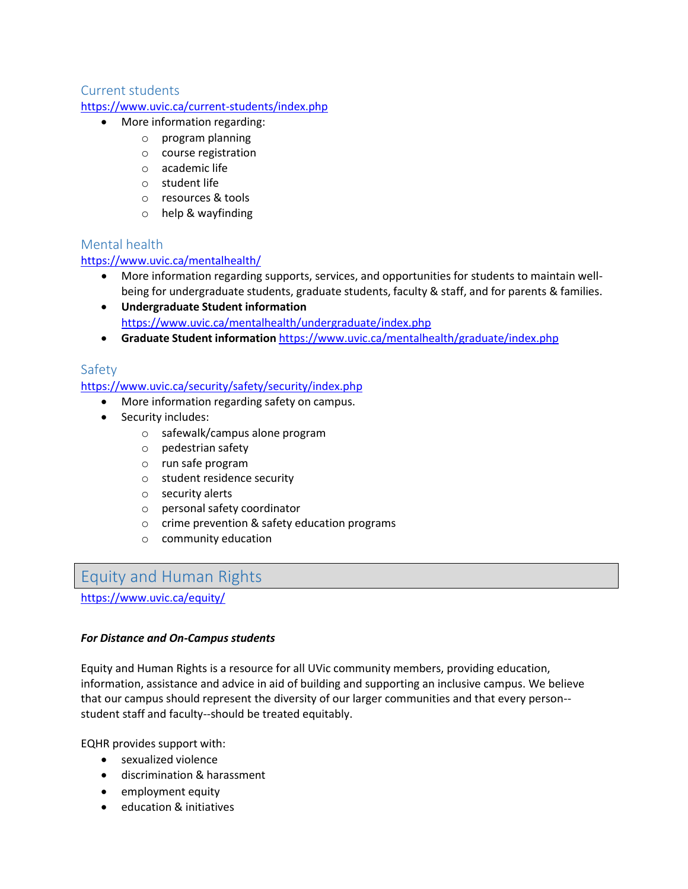### Current students

https://www.uvic.ca/current-students/index.php

- More information regarding:
  - program planning
  - course registration
  - academic life
  - student life
  - resources & tools
  - help & wayfinding

### Mental health

https://www.uvic.ca/mentalhealth/

- More information regarding supports, services, and opportunities for students to maintain well-being for undergraduate students, graduate students, faculty & staff, and for parents & families.
- **Undergraduate Student information** https://www.uvic.ca/mentalhealth/undergraduate/index.php
- **Graduate Student information** https://www.uvic.ca/mentalhealth/graduate/index.php

### Safety

https://www.uvic.ca/security/safety/security/index.php

- More information regarding safety on campus.
- Security includes:
  - safewalk/campus alone program
  - pedestrian safety
  - run safe program
  - student residence security
  - security alerts
  - personal safety coordinator
  - crime prevention & safety education programs
  - community education

## Equity and Human Rights

https://www.uvic.ca/equity/

***For Distance and On-Campus students***

Equity and Human Rights is a resource for all UVic community members, providing education, information, assistance and advice in aid of building and supporting an inclusive campus. We believe that our campus should represent the diversity of our larger communities and that every person--student staff and faculty--should be treated equitably.

EQHR provides support with:

- sexualized violence
- discrimination & harassment
- employment equity
- education & initiatives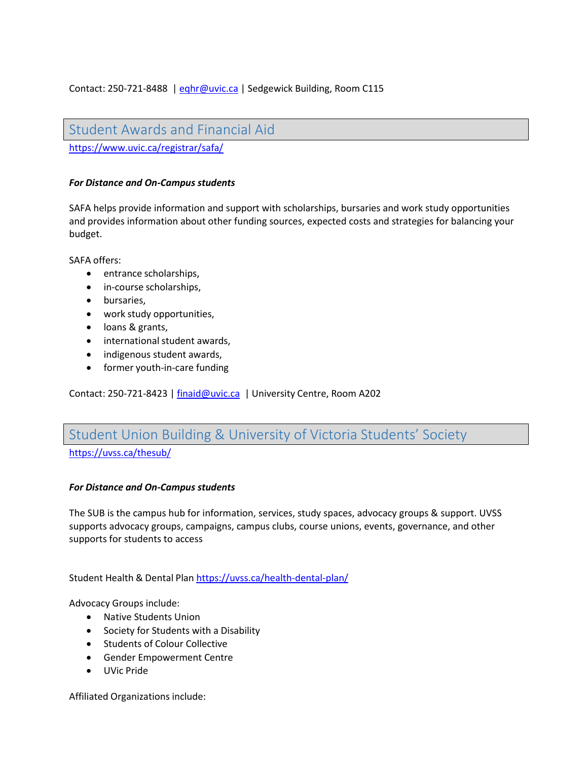Contact: 250-721-8488 | [eqhr@uvic.ca](mailto:eqhr@uvic.ca) | Sedgewick Building, Room C115

## Student Awards and Financial Aid

https://www.uvic.ca/registrar/safa/

***For Distance and On-Campus students***

SAFA helps provide information and support with scholarships, bursaries and work study opportunities and provides information about other funding sources, expected costs and strategies for balancing your budget.

SAFA offers:

- entrance scholarships,
- in-course scholarships,
- bursaries,
- work study opportunities,
- loans & grants,
- international student awards,
- indigenous student awards,
- former youth-in-care funding

Contact: 250-721-8423 | [finaid@uvic.ca](mailto:finaid@uvic.ca) | University Centre, Room A202

## Student Union Building & University of Victoria Students' Society

https://uvss.ca/thesub/

***For Distance and On-Campus students***

The SUB is the campus hub for information, services, study spaces, advocacy groups & support. UVSS supports advocacy groups, campaigns, campus clubs, course unions, events, governance, and other supports for students to access

Student Health & Dental Plan https://uvss.ca/health-dental-plan/

Advocacy Groups include:

- Native Students Union
- Society for Students with a Disability
- Students of Colour Collective
- Gender Empowerment Centre
- UVic Pride

Affiliated Organizations include: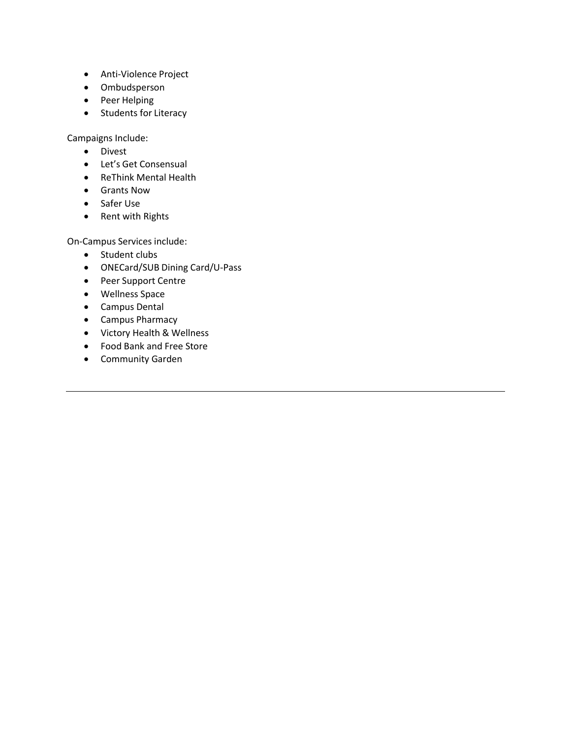- Anti-Violence Project
- Ombudsperson
- Peer Helping
- Students for Literacy

Campaigns Include:

- Divest
- Let's Get Consensual
- ReThink Mental Health
- Grants Now
- Safer Use
- Rent with Rights

On-Campus Services include:

- Student clubs
- ONECard/SUB Dining Card/U-Pass
- Peer Support Centre
- Wellness Space
- Campus Dental
- Campus Pharmacy
- Victory Health & Wellness
- Food Bank and Free Store
- Community Garden

---